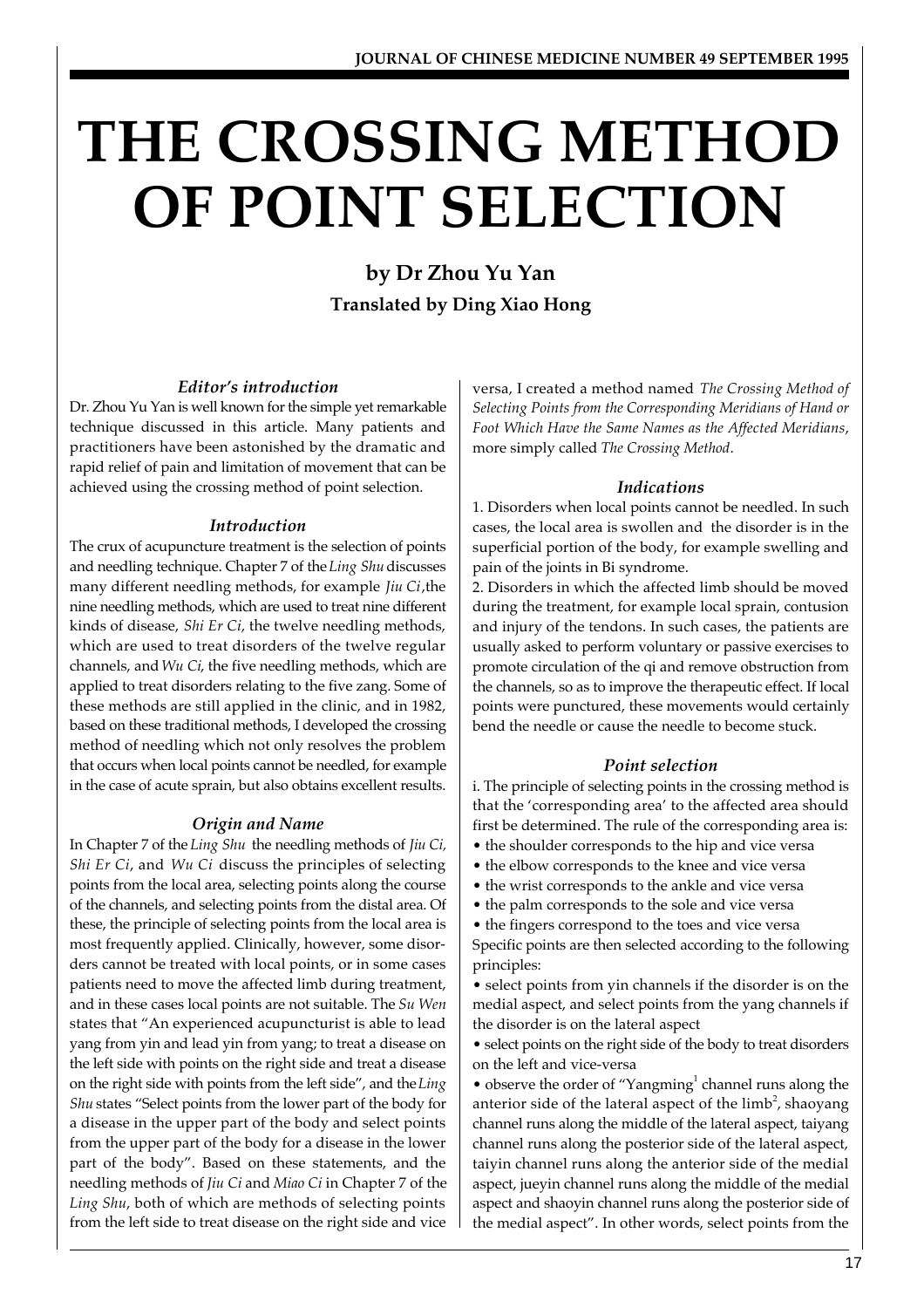# THE CROSSING METHOD OF POINT SELECTION

**by Dr Zhou Yu Yan**

**Translated by Ding Xiao Hong**

### *Editor's introduction*

Dr. Zhou Yu Yan is well known for the simple yet remarkable technique discussed in this article. Many patients and practitioners have been astonished by the dramatic and rapid relief of pain and limitation of movement that can be achieved using the crossing method of point selection.

### *Introduction*

The crux of acupuncture treatment is the selection of points and needling technique. Chapter 7 of the *Ling Shu* discusses many different needling methods, for example *Jiu Ci*, the nine needling methods, which are used to treat nine different kinds of disease, *Shi Er Ci*, the twelve needling methods, which are used to treat disorders of the twelve regular channels, and *Wu Ci*, the five needling methods, which are applied to treat disorders relating to the five zang. Some of these methods are still applied in the clinic, and in 1982, based on these traditional methods, I developed the crossing method of needling which not only resolves the problem that occurs when local points cannot be needled, for example in the case of acute sprain, but also obtains excellent results.

### *Origin and Name*

In Chapter 7 of the *Ling Shu* the needling methods of *Jiu Ci, Shi Er Ci*, and *Wu Ci* discuss the principles of selecting points from the local area, selecting points along the course of the channels, and selecting points from the distal area. Of these, the principle of selecting points from the local area is most frequently applied. Clinically, however, some disorders cannot be treated with local points, or in some cases patients need to move the affected limb during treatment, and in these cases local points are not suitable. The *Su Wen* states that "An experienced acupuncturist is able to lead yang from yin and lead yin from yang; to treat a disease on the left side with points on the right side and treat a disease on the right side with points from the left side", and the *Ling Shu* states "Select points from the lower part of the body for a disease in the upper part of the body and select points from the upper part of the body for a disease in the lower part of the body". Based on these statements, and the needling methods of *Jiu Ci* and *Miao Ci* in Chapter 7 of the *Ling Shu*, both of which are methods of selecting points from the left side to treat disease on the right side and vice versa, I created a method named *The Crossing Method of Selecting Points from the Corresponding Meridians of Hand or Foot Which Have the Same Names as the Affected Meridians*, more simply called *The Crossing Method*.

### *Indications*

1. Disorders when local points cannot be needled. In such cases, the local area is swollen and the disorder is in the superficial portion of the body, for example swelling and pain of the joints in Bi syndrome.
2. Disorders in which the affected limb should be moved during the treatment, for example local sprain, contusion and injury of the tendons. In such cases, the patients are usually asked to perform voluntary or passive exercises to promote circulation of the qi and remove obstruction from the channels, so as to improve the therapeutic effect. If local points were punctured, these movements would certainly bend the needle or cause the needle to become stuck.

### *Point selection*

i. The principle of selecting points in the crossing method is that the 'corresponding area' to the affected area should first be determined. The rule of the corresponding area is:

- the shoulder corresponds to the hip and vice versa
- the elbow corresponds to the knee and vice versa
- the wrist corresponds to the ankle and vice versa
- the palm corresponds to the sole and vice versa
- the fingers correspond to the toes and vice versa

Specific points are then selected according to the following principles:

- select points from yin channels if the disorder is on the medial aspect, and select points from the yang channels if the disorder is on the lateral aspect
- select points on the right side of the body to treat disorders on the left and vice-versa
- observe the order of "Yangming[1] channel runs along the anterior side of the lateral aspect of the limb[2], shaoyang channel runs along the middle of the lateral aspect, taiyang channel runs along the posterior side of the lateral aspect, taiyin channel runs along the anterior side of the medial aspect, jueyin channel runs along the middle of the medial aspect and shaoyin channel runs along the posterior side of the medial aspect". In other words, select points from the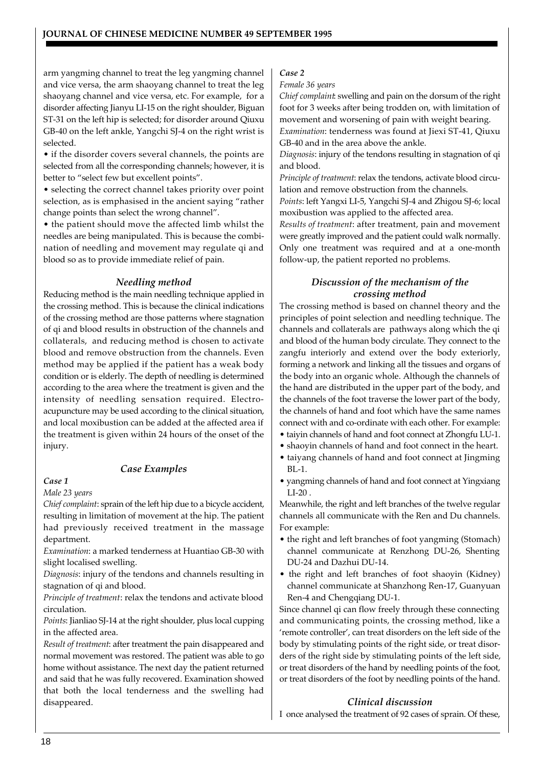arm yangming channel to treat the leg yangming channel and vice versa, the arm shaoyang channel to treat the leg shaoyang channel and vice versa, etc. For example, for a disorder affecting Jianyu LI-15 on the right shoulder, Biguan ST-31 on the left hip is selected; for disorder around Qiuxu GB-40 on the left ankle, Yangchi SJ-4 on the right wrist is selected.

- if the disorder covers several channels, the points are selected from all the corresponding channels; however, it is better to "select few but excellent points".
- selecting the correct channel takes priority over point selection, as is emphasised in the ancient saying "rather change points than select the wrong channel".
- the patient should move the affected limb whilst the needles are being manipulated. This is because the combination of needling and movement may regulate qi and blood so as to provide immediate relief of pain.

### *Needling method*

Reducing method is the main needling technique applied in the crossing method. This is because the clinical indications of the crossing method are those patterns where stagnation of qi and blood results in obstruction of the channels and collaterals, and reducing method is chosen to activate blood and remove obstruction from the channels. Even method may be applied if the patient has a weak body condition or is elderly. The depth of needling is determined according to the area where the treatment is given and the intensity of needling sensation required. Electro-acupuncture may be used according to the clinical situation, and local moxibustion can be added at the affected area if the treatment is given within 24 hours of the onset of the injury.

### *Case Examples*

***Case 1***

*Male 23 years*

*Chief complaint*: sprain of the left hip due to a bicycle accident, resulting in limitation of movement at the hip. The patient had previously received treatment in the massage department.

*Examination*: a marked tenderness at Huantiao GB-30 with slight localised swelling.

*Diagnosis*: injury of the tendons and channels resulting in stagnation of qi and blood.

*Principle of treatment*: relax the tendons and activate blood circulation.

*Points*: Jianliao SJ-14 at the right shoulder, plus local cupping in the affected area.

*Result of treatment*: after treatment the pain disappeared and normal movement was restored. The patient was able to go home without assistance. The next day the patient returned and said that he was fully recovered. Examination showed that both the local tenderness and the swelling had disappeared.

***Case 2***

*Female 36 years*

*Chief complaint*: swelling and pain on the dorsum of the right foot for 3 weeks after being trodden on, with limitation of movement and worsening of pain with weight bearing.

*Examination*: tenderness was found at Jiexi ST-41, Qiuxu GB-40 and in the area above the ankle.

*Diagnosis*: injury of the tendons resulting in stagnation of qi and blood.

*Principle of treatment*: relax the tendons, activate blood circulation and remove obstruction from the channels.

*Points*: left Yangxi LI-5, Yangchi SJ-4 and Zhigou SJ-6; local moxibustion was applied to the affected area.

*Results of treatment*: after treatment, pain and movement were greatly improved and the patient could walk normally. Only one treatment was required and at a one-month follow-up, the patient reported no problems.

### *Discussion of the mechanism of the crossing method*

The crossing method is based on channel theory and the principles of point selection and needling technique. The channels and collaterals are pathways along which the qi and blood of the human body circulate. They connect to the zangfu interiorly and extend over the body exteriorly, forming a network and linking all the tissues and organs of the body into an organic whole. Although the channels of the hand are distributed in the upper part of the body, and the channels of the foot traverse the lower part of the body, the channels of hand and foot which have the same names connect with and co-ordinate with each other. For example:

- taiyin channels of hand and foot connect at Zhongfu LU-1.
- shaoyin channels of hand and foot connect in the heart.
- taiyang channels of hand and foot connect at Jingming BL-1.
- yangming channels of hand and foot connect at Yingxiang LI-20 .

Meanwhile, the right and left branches of the twelve regular channels all communicate with the Ren and Du channels. For example:

- the right and left branches of foot yangming (Stomach) channel communicate at Renzhong DU-26, Shenting DU-24 and Dazhui DU-14.
- the right and left branches of foot shaoyin (Kidney) channel communicate at Shanzhong Ren-17, Guanyuan Ren-4 and Chengqiang DU-1.

Since channel qi can flow freely through these connecting and communicating points, the crossing method, like a 'remote controller', can treat disorders on the left side of the body by stimulating points of the right side, or treat disorders of the right side by stimulating points of the left side, or treat disorders of the hand by needling points of the foot, or treat disorders of the foot by needling points of the hand.

### *Clinical discussion*

I once analysed the treatment of 92 cases of sprain. Of these,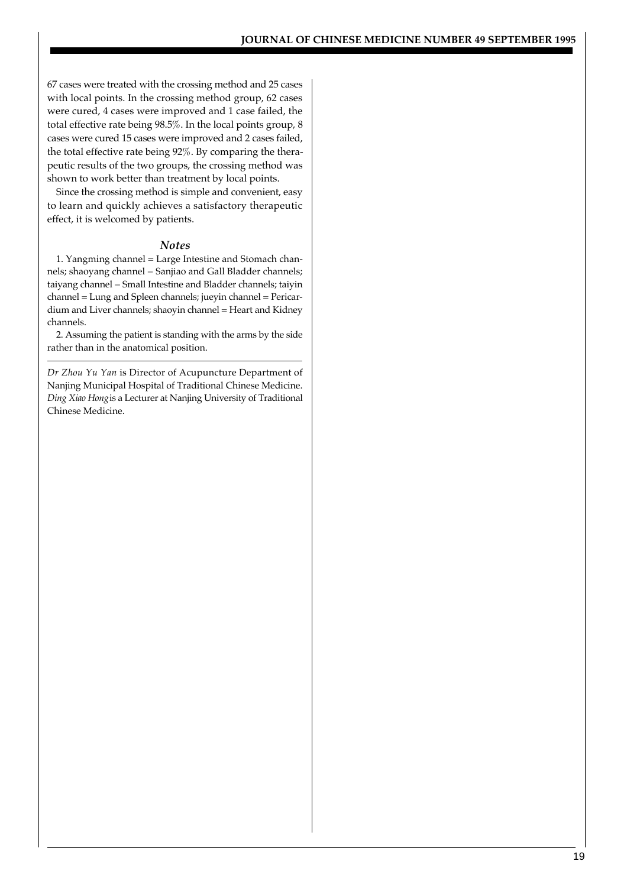67 cases were treated with the crossing method and 25 cases with local points. In the crossing method group, 62 cases were cured, 4 cases were improved and 1 case failed, the total effective rate being 98.5%. In the local points group, 8 cases were cured 15 cases were improved and 2 cases failed, the total effective rate being 92%. By comparing the therapeutic results of the two groups, the crossing method was shown to work better than treatment by local points.

Since the crossing method is simple and convenient, easy to learn and quickly achieves a satisfactory therapeutic effect, it is welcomed by patients.

### *Notes*

1. Yangming channel = Large Intestine and Stomach channels; shaoyang channel = Sanjiao and Gall Bladder channels; taiyang channel = Small Intestine and Bladder channels; taiyin channel = Lung and Spleen channels; jueyin channel = Pericardium and Liver channels; shaoyin channel = Heart and Kidney channels.

2. Assuming the patient is standing with the arms by the side rather than in the anatomical position.

---

*Dr Zhou Yu Yan* is Director of Acupuncture Department of Nanjing Municipal Hospital of Traditional Chinese Medicine. *Ding Xiao Hong* is a Lecturer at Nanjing University of Traditional Chinese Medicine.